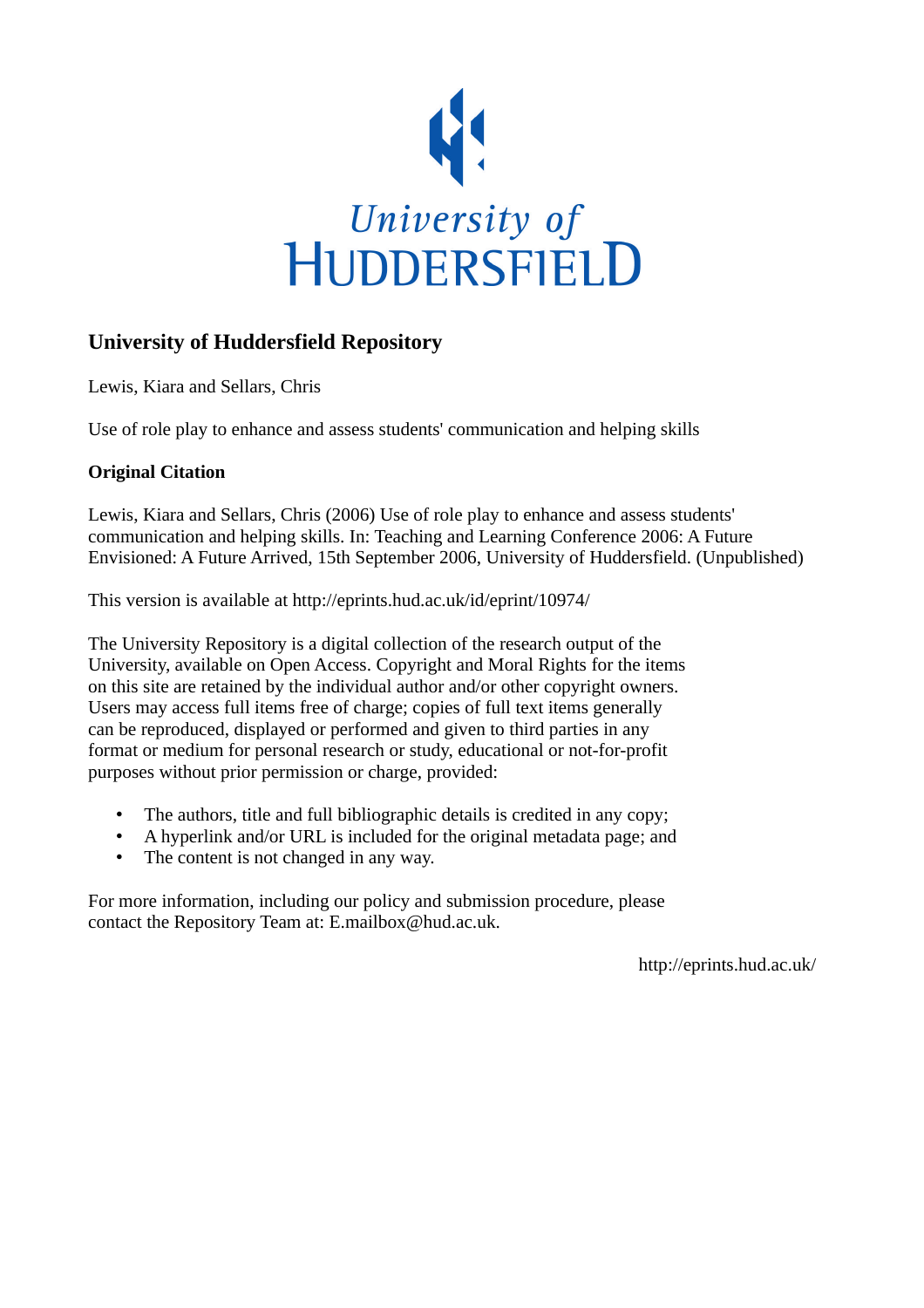University of
HUDDERSFIELD

## University of Huddersfield Repository

Lewis, Kiara and Sellars, Chris

Use of role play to enhance and assess students' communication and helping skills

### Original Citation

Lewis, Kiara and Sellars, Chris (2006) Use of role play to enhance and assess students' communication and helping skills. In: Teaching and Learning Conference 2006: A Future Envisioned: A Future Arrived, 15th September 2006, University of Huddersfield. (Unpublished)

This version is available at http://eprints.hud.ac.uk/id/eprint/10974/

The University Repository is a digital collection of the research output of the University, available on Open Access. Copyright and Moral Rights for the items on this site are retained by the individual author and/or other copyright owners. Users may access full items free of charge; copies of full text items generally can be reproduced, displayed or performed and given to third parties in any format or medium for personal research or study, educational or not-for-profit purposes without prior permission or charge, provided:

- The authors, title and full bibliographic details is credited in any copy;
- A hyperlink and/or URL is included for the original metadata page; and
- The content is not changed in any way.

For more information, including our policy and submission procedure, please contact the Repository Team at: E.mailbox@hud.ac.uk.

http://eprints.hud.ac.uk/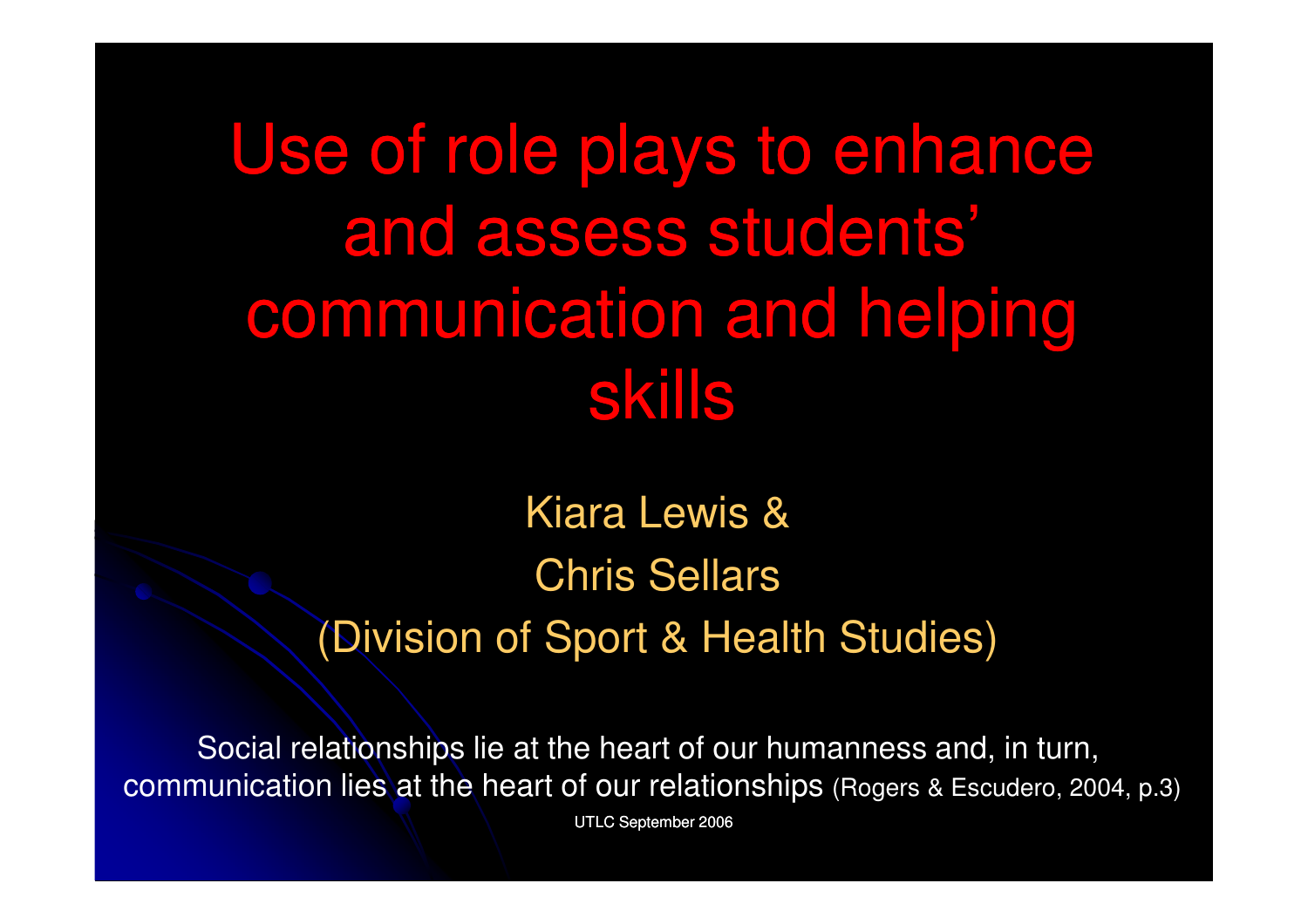# Use of role plays to enhance and assess students' communication and helping skills

Kiara Lewis &

Chris Sellars

(Division of Sport & Health Studies)

Social relationships lie at the heart of our humanness and, in turn, communication lies at the heart of our relationships (Rogers & Escudero, 2004, p.3)

UTLC September 2006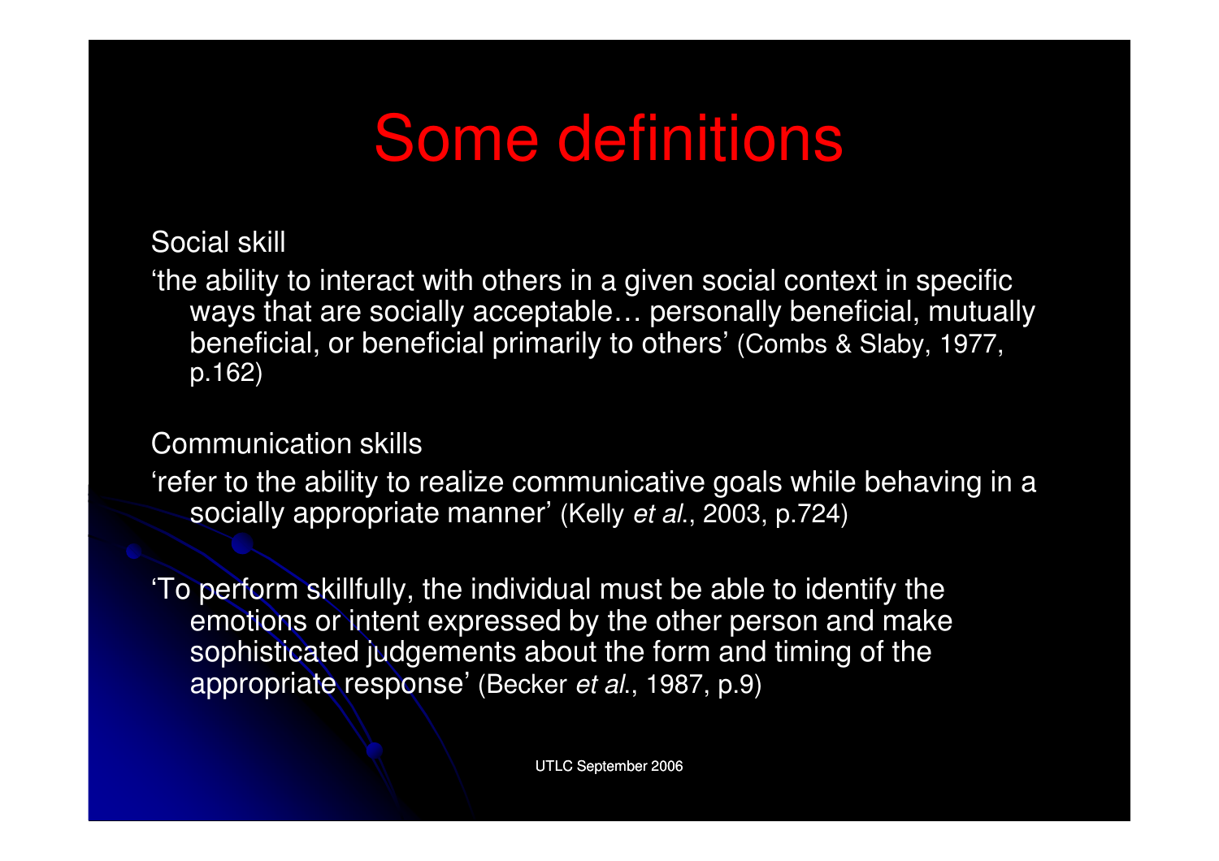# Some definitions

Social skill

‘the ability to interact with others in a given social context in specific ways that are socially acceptable… personally beneficial, mutually beneficial, or beneficial primarily to others’ (Combs & Slaby, 1977, p.162)

Communication skills

‘refer to the ability to realize communicative goals while behaving in a socially appropriate manner’ (Kelly *et al*., 2003, p.724)

‘To perform skillfully, the individual must be able to identify the emotions or intent expressed by the other person and make sophisticated judgements about the form and timing of the appropriate response’ (Becker *et al*., 1987, p.9)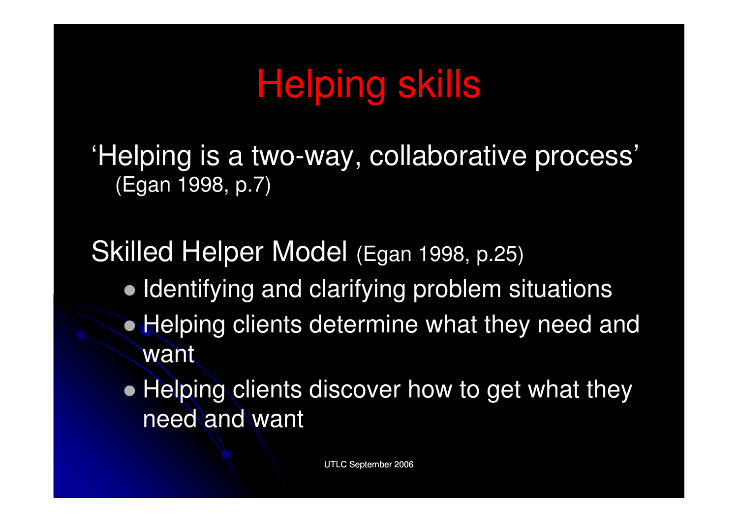# Helping skills

'Helping is a two-way, collaborative process' (Egan 1998, p.7)

Skilled Helper Model (Egan 1998, p.25)

- Identifying and clarifying problem situations
- Helping clients determine what they need and want
- Helping clients discover how to get what they need and want

UTLC September 2006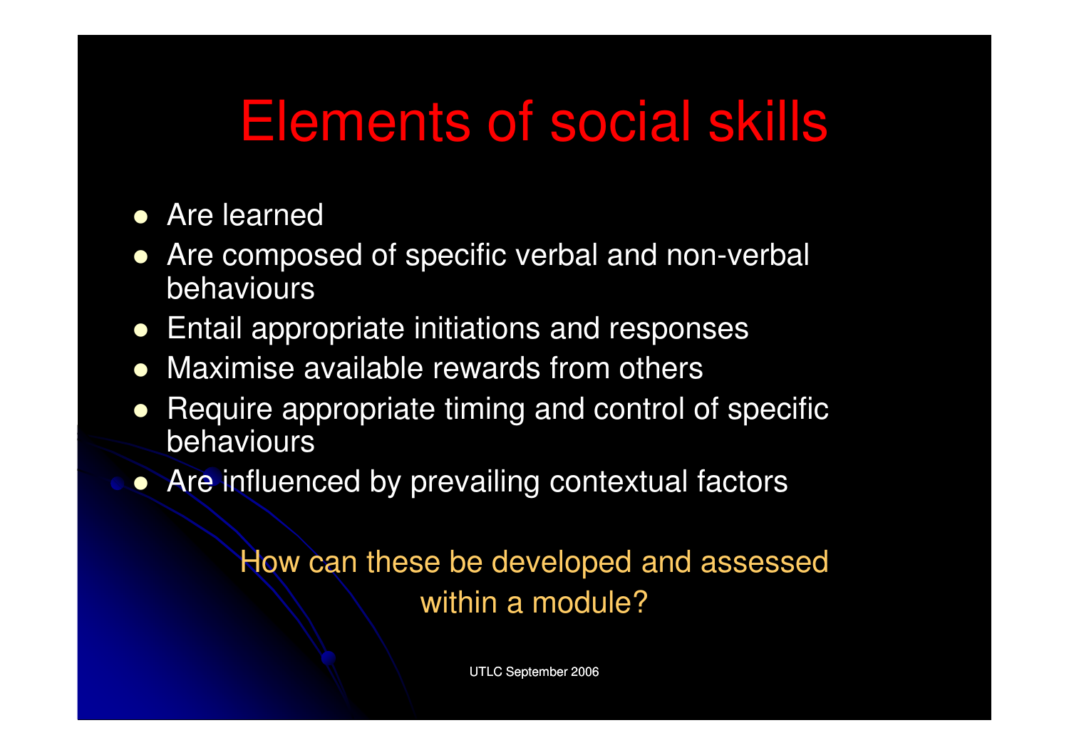# Elements of social skills

- Are learned
- Are composed of specific verbal and non-verbal behaviours
- Entail appropriate initiations and responses
- Maximise available rewards from others
- Require appropriate timing and control of specific behaviours
- Are influenced by prevailing contextual factors

How can these be developed and assessed within a module?

UTLC September 2006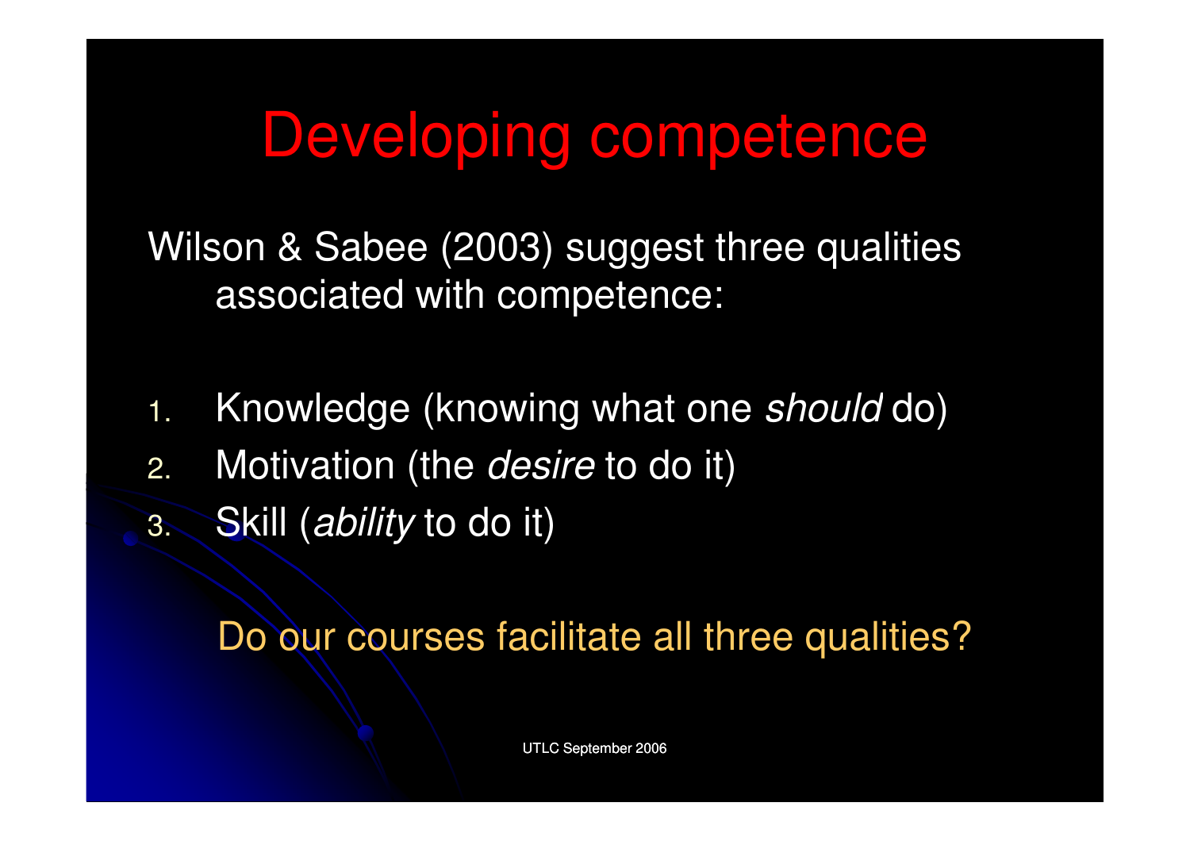# Developing competence

Wilson & Sabee (2003) suggest three qualities associated with competence:

1. Knowledge (knowing what one *should* do)
2. Motivation (the *desire* to do it)
3. Skill (*ability* to do it)

Do our courses facilitate all three qualities?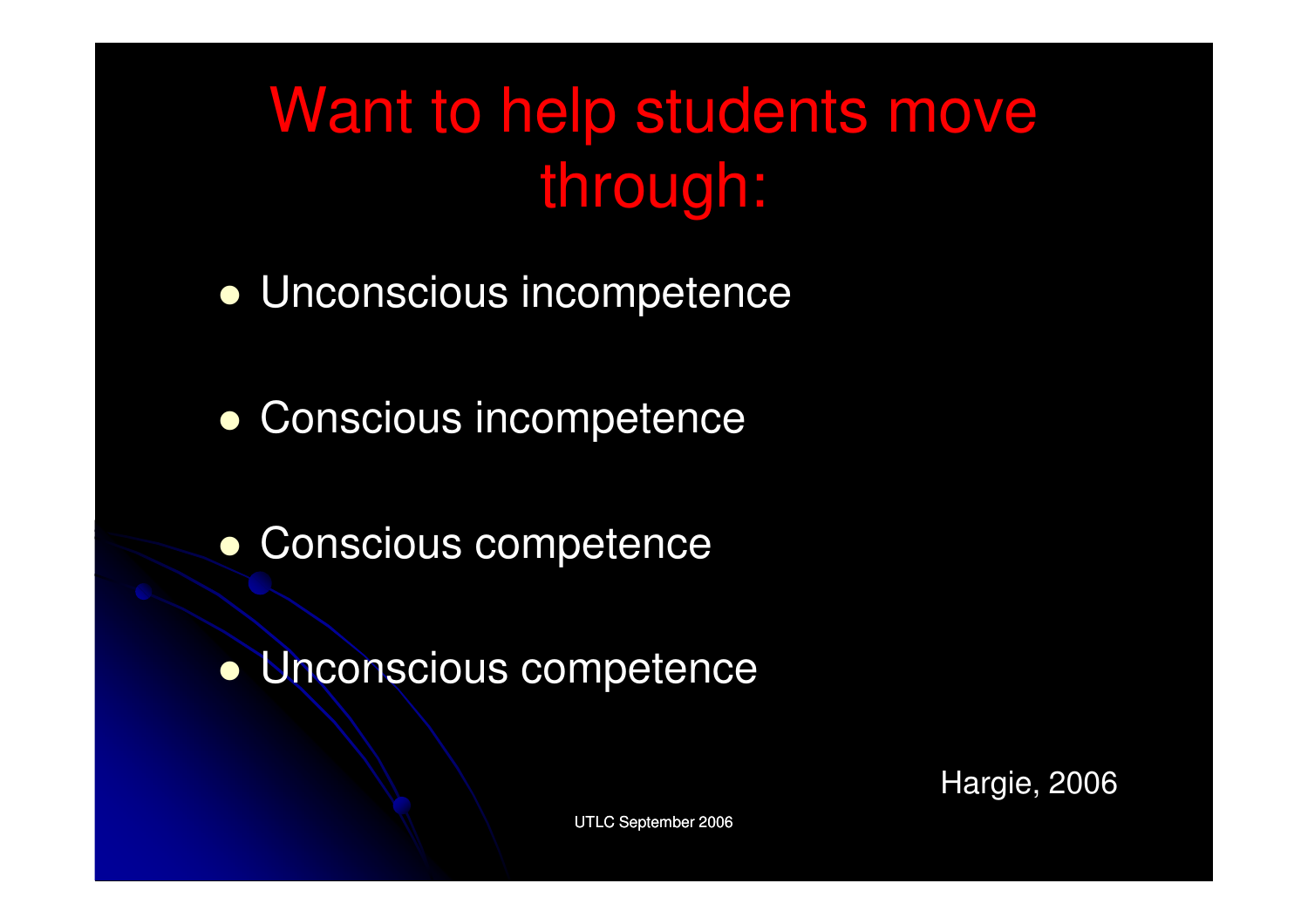# Want to help students move through:

- Unconscious incompetence
- Conscious incompetence
- Conscious competence
- Unconscious competence

Hargie, 2006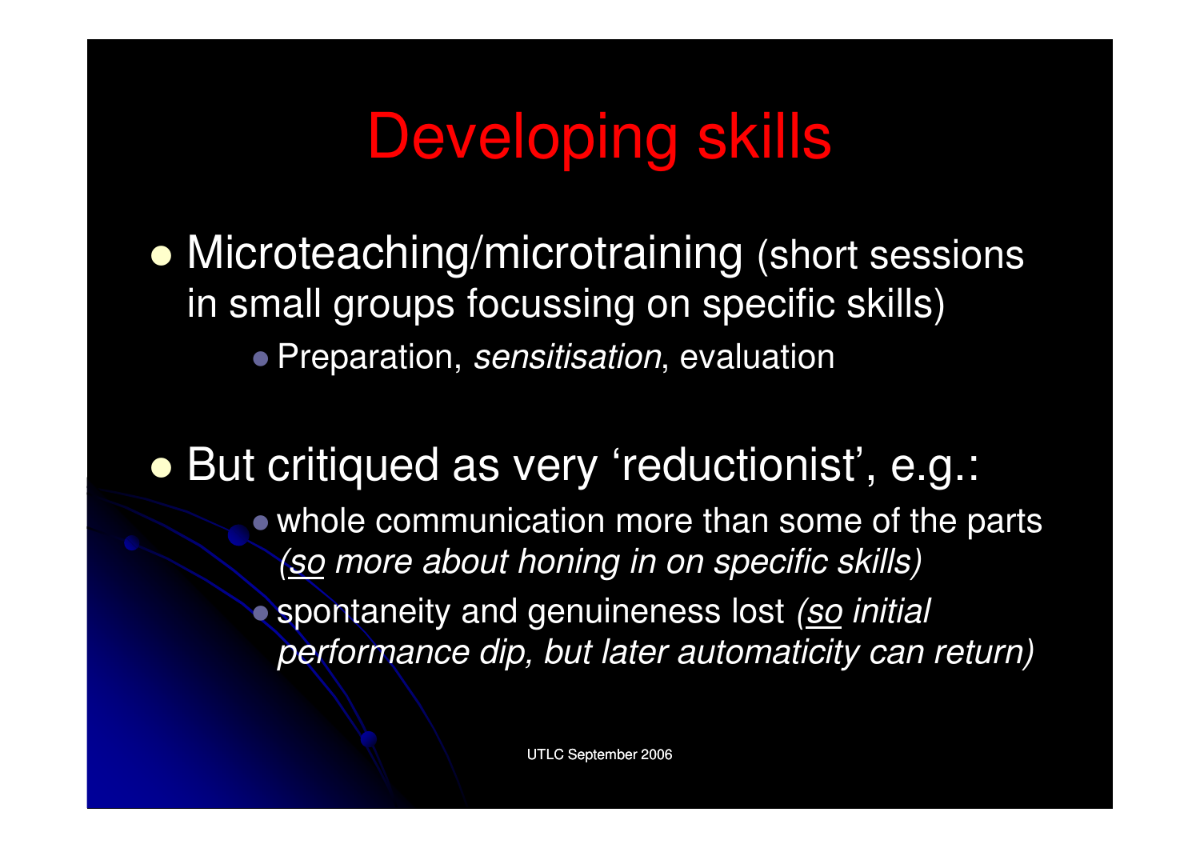# Developing skills

- Microteaching/microtraining (short sessions in small groups focussing on specific skills)
  - Preparation, *sensitisation*, evaluation

- But critiqued as very ‘reductionist’, e.g.:
  - whole communication more than some of the parts *(<u>so</u> more about honing in on specific skills)*
  - spontaneity and genuineness lost *(<u>so</u> initial performance dip, but later automaticity can return)*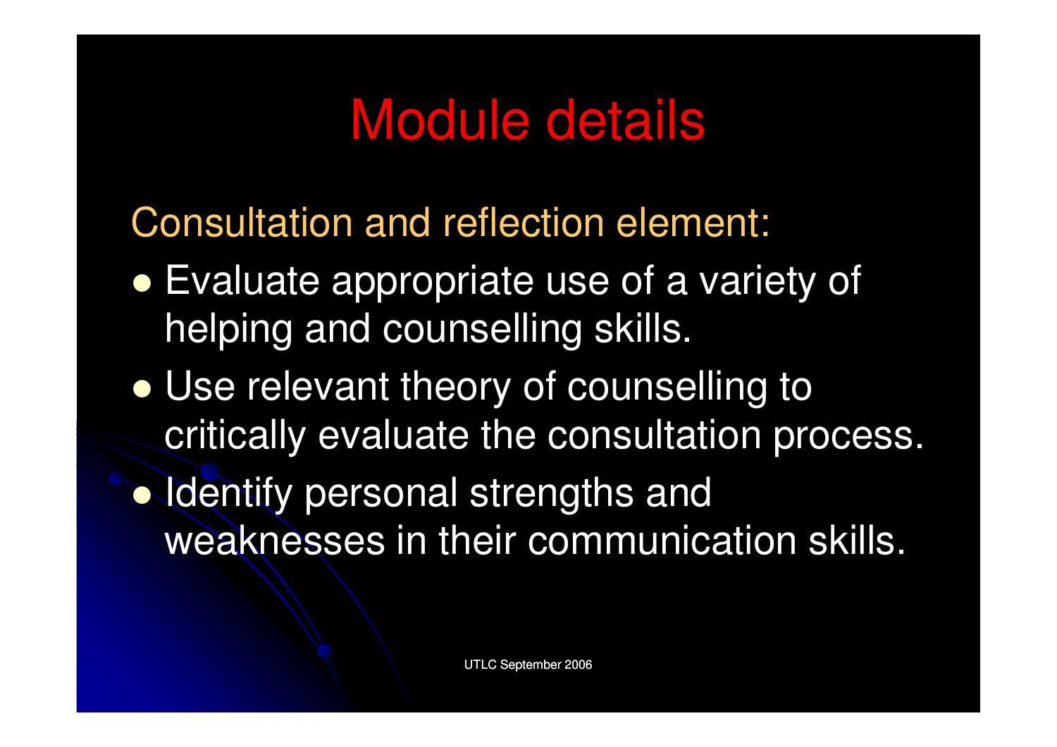# Module details

Consultation and reflection element:

- Evaluate appropriate use of a variety of helping and counselling skills.
- Use relevant theory of counselling to critically evaluate the consultation process.
- Identify personal strengths and weaknesses in their communication skills.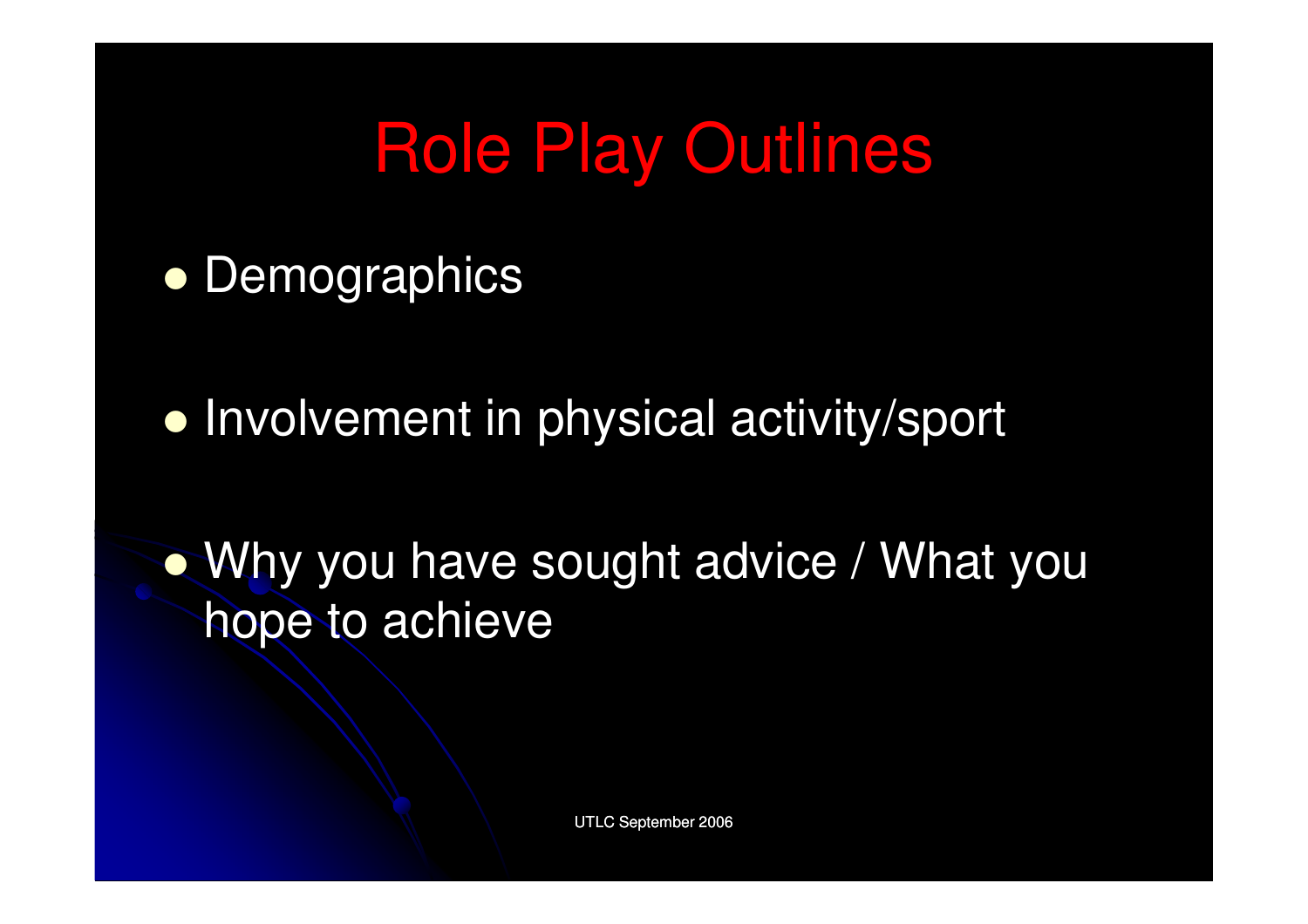# Role Play Outlines

- Demographics
- Involvement in physical activity/sport
- Why you have sought advice / What you hope to achieve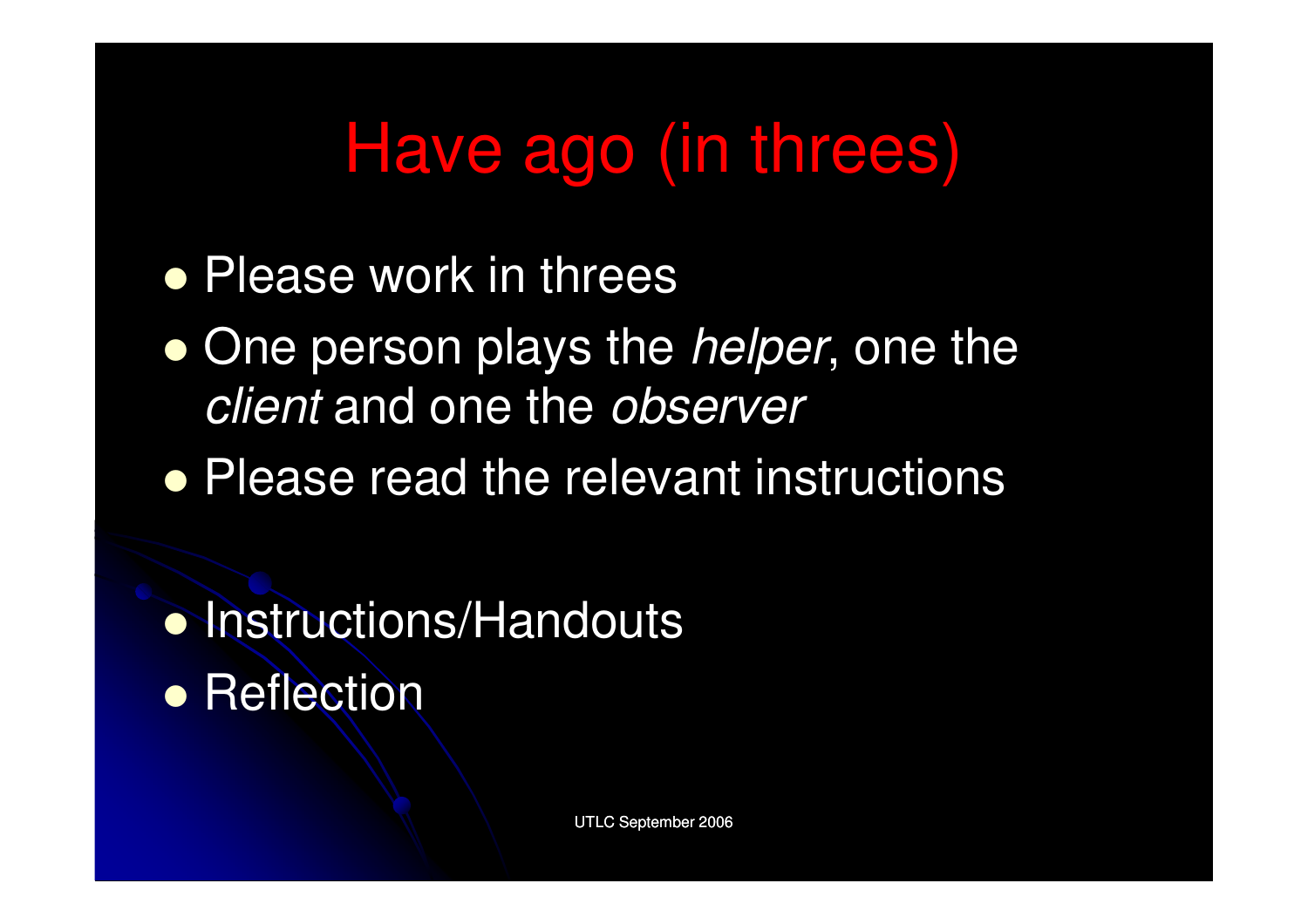# Have ago (in threes)

- Please work in threes
- One person plays the *helper*, one the *client* and one the *observer*
- Please read the relevant instructions

- Instructions/Handouts
- Reflection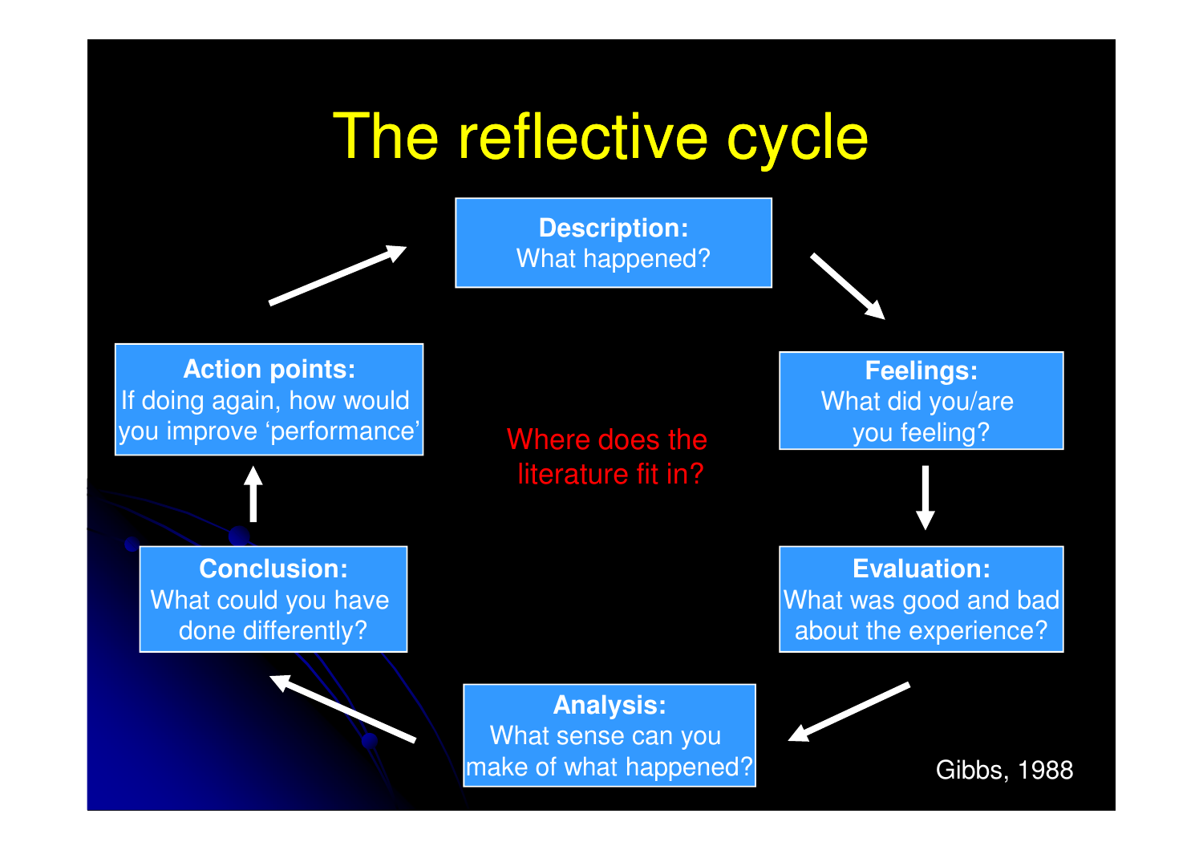# The reflective cycle

**Description:**
What happened?

**Feelings:**
What did you/are you feeling?

**Evaluation:**
What was good and bad about the experience?

**Analysis:**
What sense can you make of what happened?

**Conclusion:**
What could you have done differently?

**Action points:**
If doing again, how would you improve 'performance'

Where does the literature fit in?

Gibbs, 1988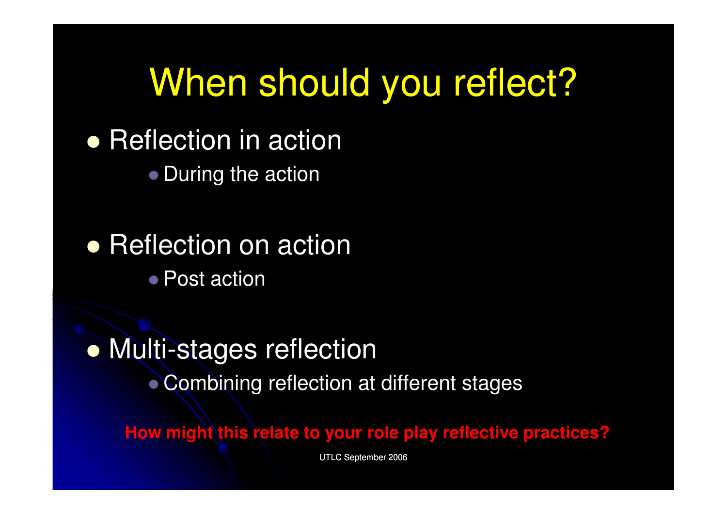# When should you reflect?

- Reflection in action
  - During the action
- Reflection on action
  - Post action
- Multi-stages reflection
  - Combining reflection at different stages

**How might this relate to your role play reflective practices?**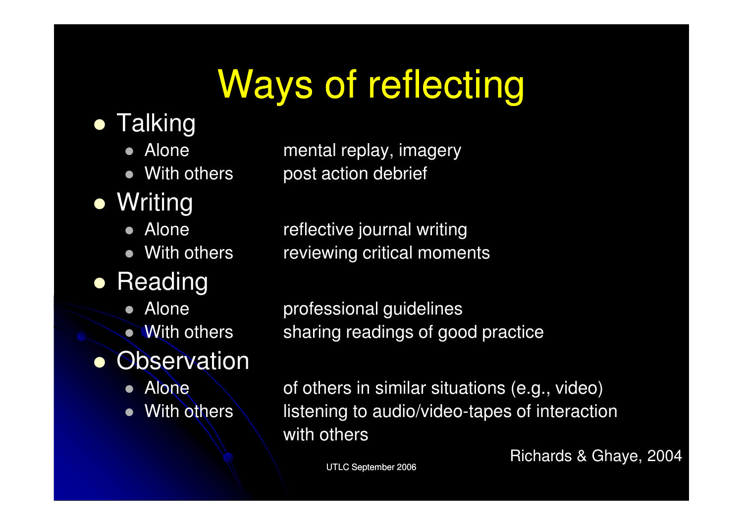# Ways of reflecting

- Talking
  - Alone — mental replay, imagery
  - With others — post action debrief
- Writing
  - Alone — reflective journal writing
  - With others — reviewing critical moments
- Reading
  - Alone — professional guidelines
  - With others — sharing readings of good practice
- Observation
  - Alone — of others in similar situations (e.g., video)
  - With others — listening to audio/video-tapes of interaction with others

Richards & Ghaye, 2004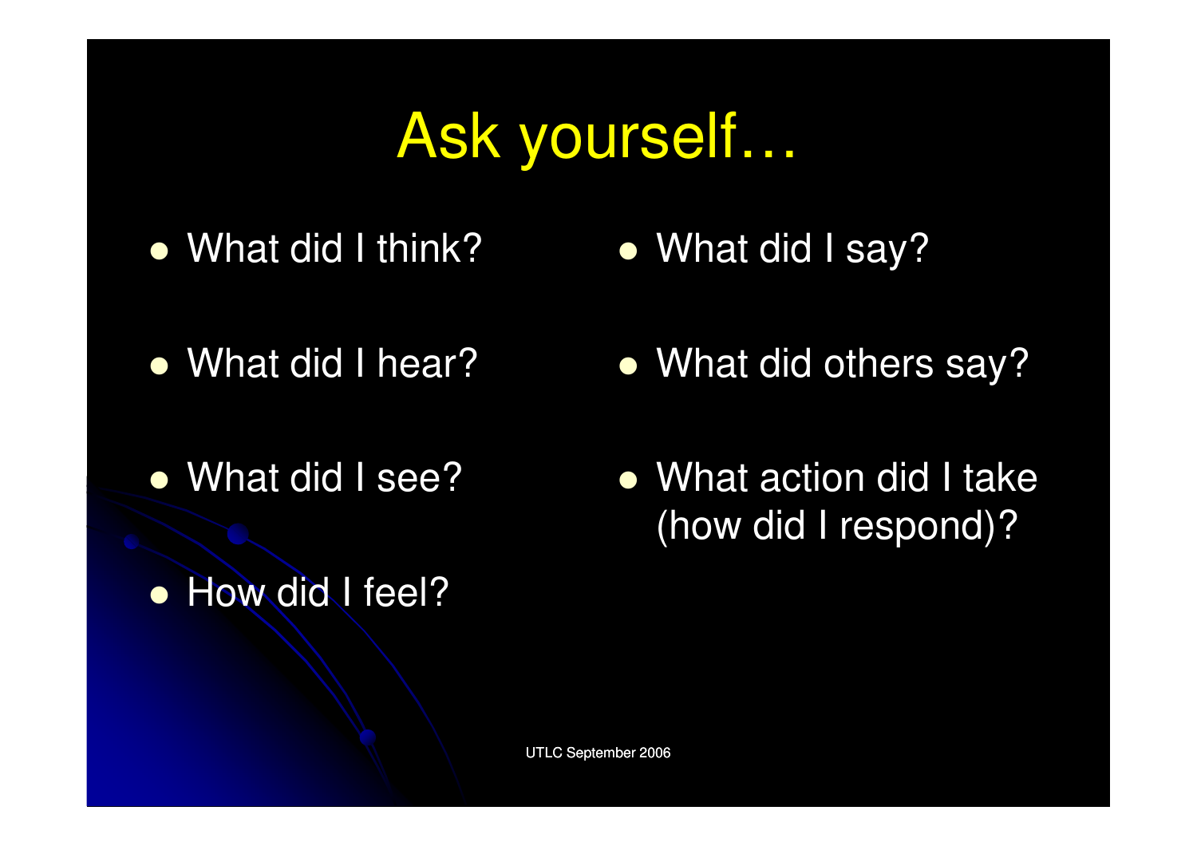# Ask yourself…

- What did I think?
- What did I hear?
- What did I see?
- How did I feel?
- What did I say?
- What did others say?
- What action did I take (how did I respond)?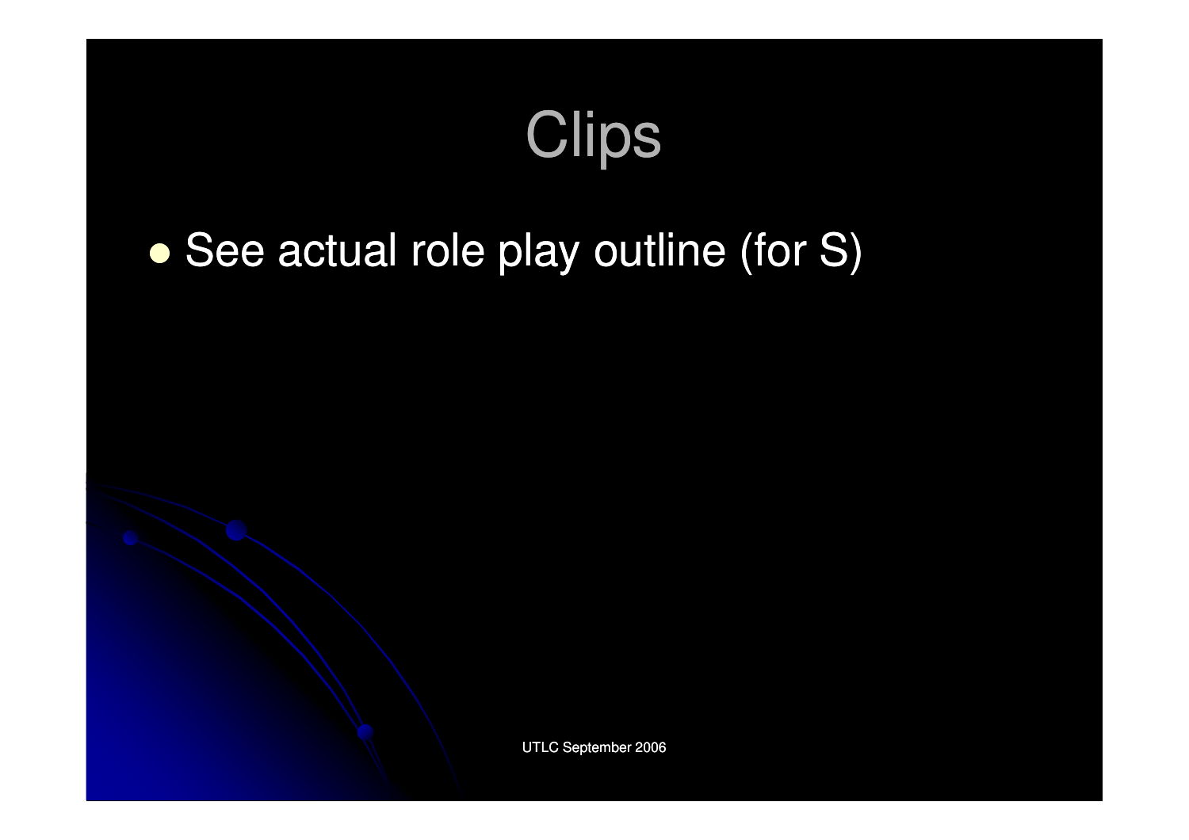# Clips

- See actual role play outline (for S)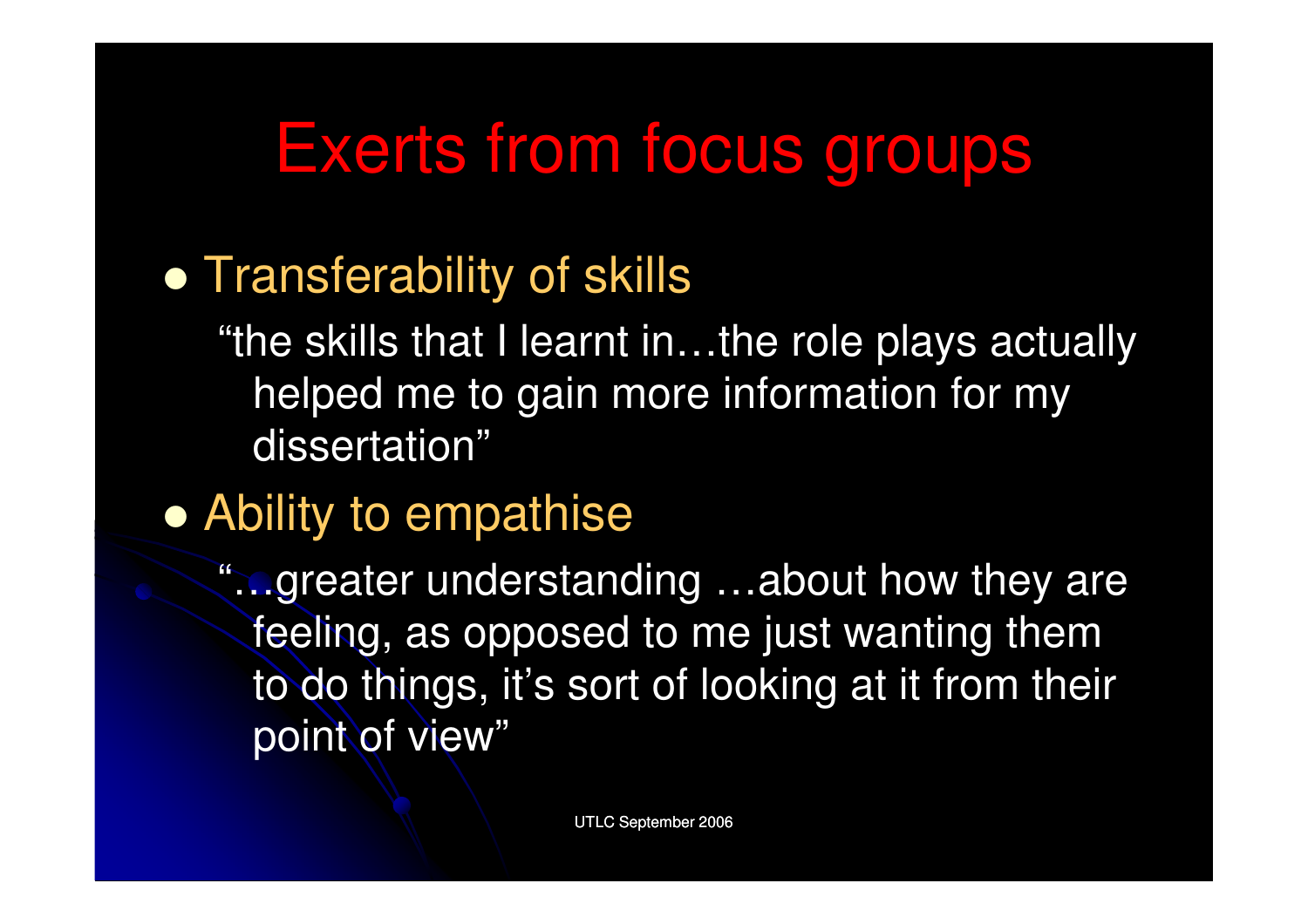# Exerts from focus groups

- Transferability of skills

  "the skills that I learnt in…the role plays actually helped me to gain more information for my dissertation"

- Ability to empathise

  "…greater understanding …about how they are feeling, as opposed to me just wanting them to do things, it's sort of looking at it from their point of view"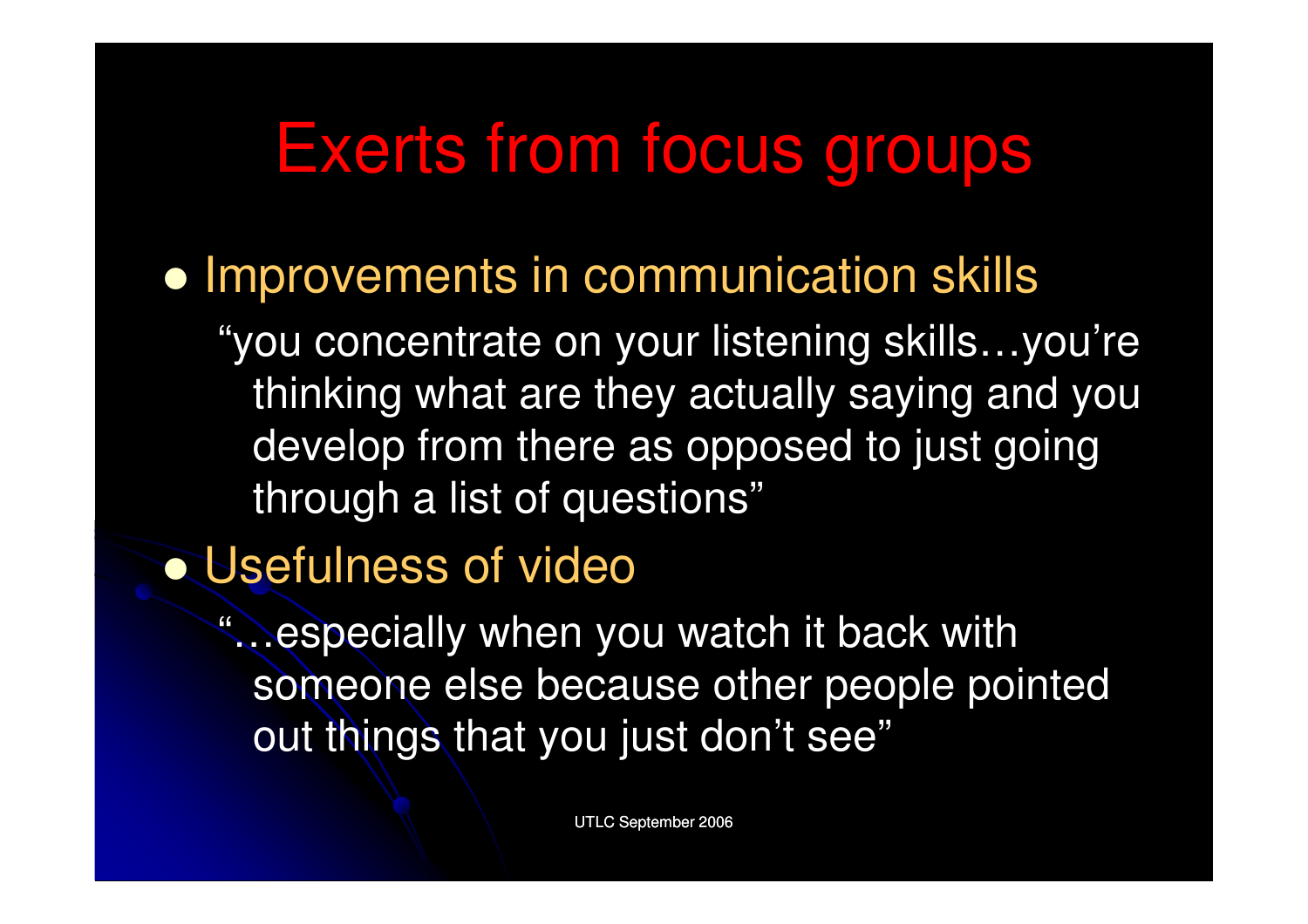# Exerts from focus groups

- Improvements in communication skills

  "you concentrate on your listening skills…you're thinking what are they actually saying and you develop from there as opposed to just going through a list of questions"

- Usefulness of video

  "…especially when you watch it back with someone else because other people pointed out things that you just don't see"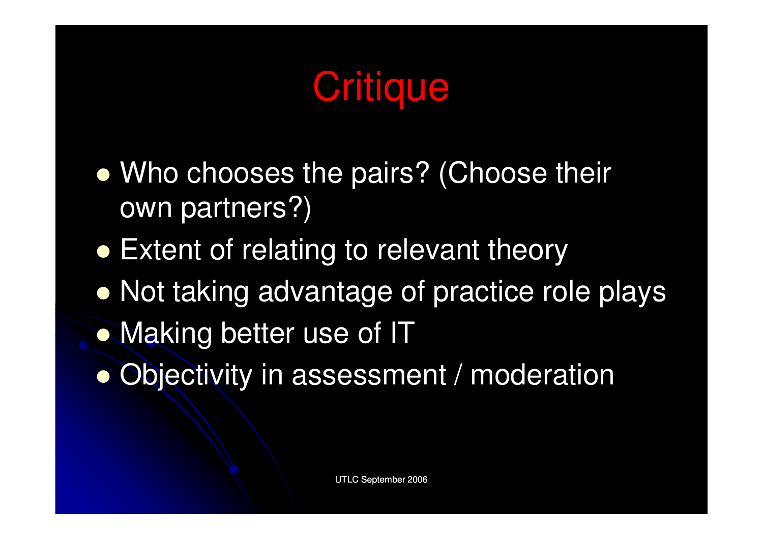# Critique

- Who chooses the pairs? (Choose their own partners?)
- Extent of relating to relevant theory
- Not taking advantage of practice role plays
- Making better use of IT
- Objectivity in assessment / moderation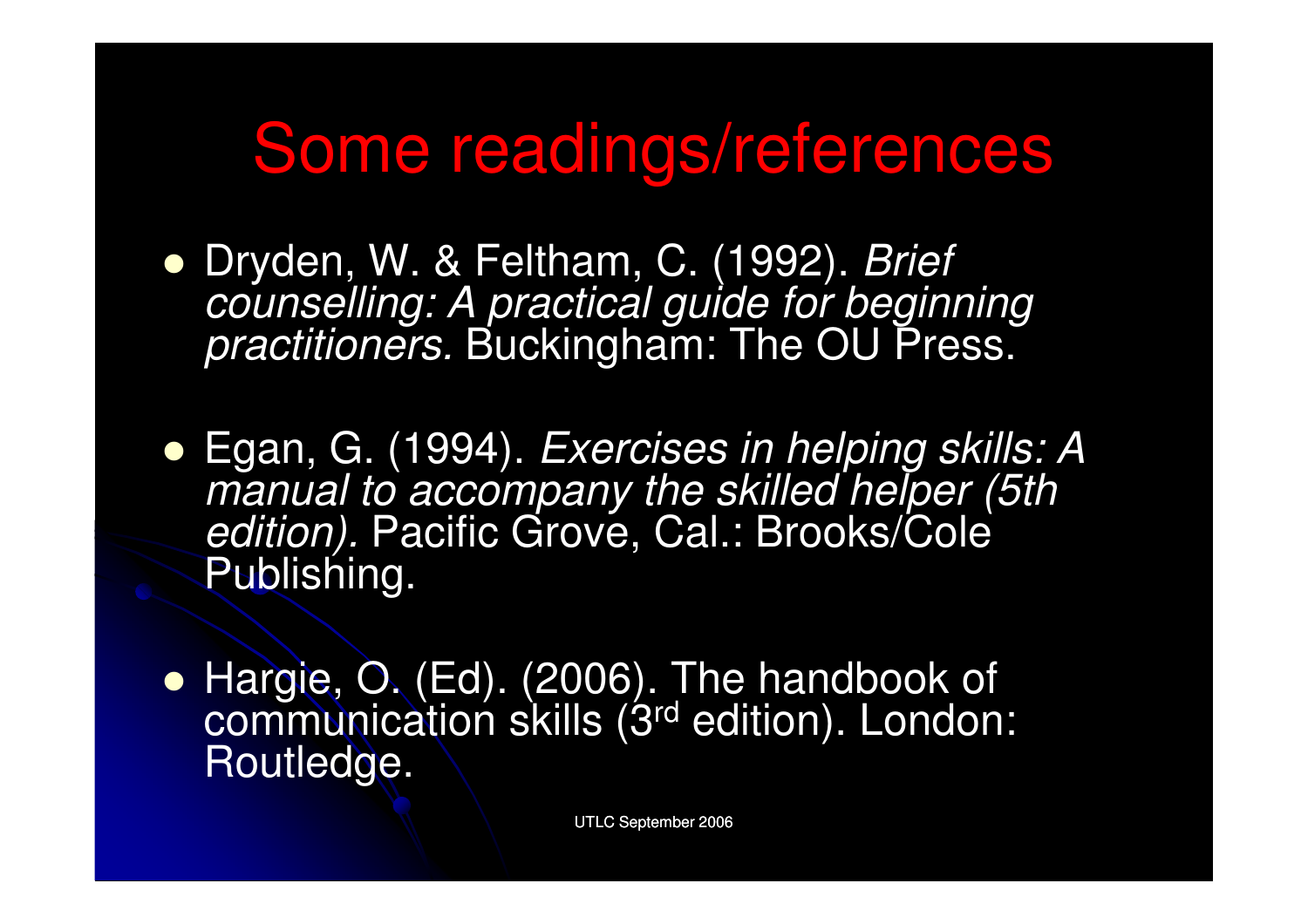# Some readings/references

- Dryden, W. & Feltham, C. (1992). *Brief counselling: A practical guide for beginning practitioners.* Buckingham: The OU Press.

- Egan, G. (1994). *Exercises in helping skills: A manual to accompany the skilled helper (5th edition).* Pacific Grove, Cal.: Brooks/Cole Publishing.

- Hargie, O. (Ed). (2006). The handbook of communication skills (3rd edition). London: Routledge.